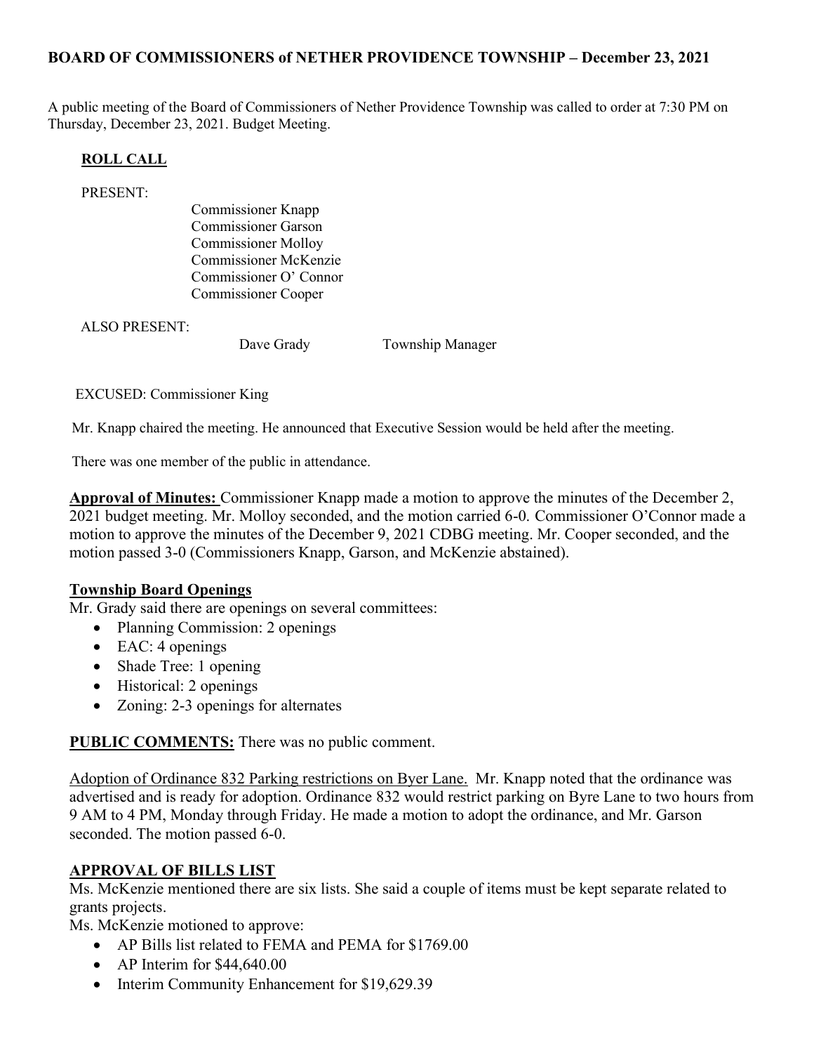**BOARD OF COMMISSIONERS of NETHER PROVIDENCE TOWNSHIP – December 23, 2021**

A public meeting of the Board of Commissioners of Nether Providence Township was called to order at 7:30 PM on Thursday, December 23, 2021. Budget Meeting.

**ROLL CALL**

PRESENT:

Commissioner Knapp
Commissioner Garson
Commissioner Molloy
Commissioner McKenzie
Commissioner O' Connor
Commissioner Cooper

ALSO PRESENT:

Dave Grady Township Manager

EXCUSED: Commissioner King

Mr. Knapp chaired the meeting. He announced that Executive Session would be held after the meeting.

There was one member of the public in attendance.

**Approval of Minutes:** Commissioner Knapp made a motion to approve the minutes of the December 2, 2021 budget meeting. Mr. Molloy seconded, and the motion carried 6-0. Commissioner O'Connor made a motion to approve the minutes of the December 9, 2021 CDBG meeting. Mr. Cooper seconded, and the motion passed 3-0 (Commissioners Knapp, Garson, and McKenzie abstained).

**Township Board Openings**

Mr. Grady said there are openings on several committees:

- Planning Commission: 2 openings
- EAC: 4 openings
- Shade Tree: 1 opening
- Historical: 2 openings
- Zoning: 2-3 openings for alternates

**PUBLIC COMMENTS:** There was no public comment.

Adoption of Ordinance 832 Parking restrictions on Byer Lane. Mr. Knapp noted that the ordinance was advertised and is ready for adoption. Ordinance 832 would restrict parking on Byre Lane to two hours from 9 AM to 4 PM, Monday through Friday. He made a motion to adopt the ordinance, and Mr. Garson seconded. The motion passed 6-0.

**APPROVAL OF BILLS LIST**

Ms. McKenzie mentioned there are six lists. She said a couple of items must be kept separate related to grants projects.

Ms. McKenzie motioned to approve:

- AP Bills list related to FEMA and PEMA for $1769.00
- AP Interim for $44,640.00
- Interim Community Enhancement for $19,629.39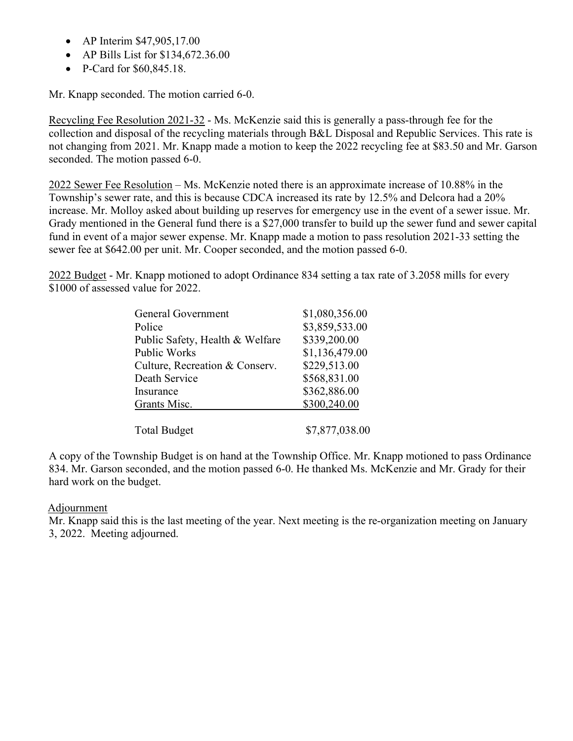- AP Interim $47,905,17.00
- AP Bills List for $134,672.36.00
- P-Card for $60,845.18.

Mr. Knapp seconded. The motion carried 6-0.

Recycling Fee Resolution 2021-32 - Ms. McKenzie said this is generally a pass-through fee for the collection and disposal of the recycling materials through B&L Disposal and Republic Services. This rate is not changing from 2021. Mr. Knapp made a motion to keep the 2022 recycling fee at $83.50 and Mr. Garson seconded. The motion passed 6-0.

2022 Sewer Fee Resolution – Ms. McKenzie noted there is an approximate increase of 10.88% in the Township's sewer rate, and this is because CDCA increased its rate by 12.5% and Delcora had a 20% increase. Mr. Molloy asked about building up reserves for emergency use in the event of a sewer issue. Mr. Grady mentioned in the General fund there is a $27,000 transfer to build up the sewer fund and sewer capital fund in event of a major sewer expense. Mr. Knapp made a motion to pass resolution 2021-33 setting the sewer fee at $642.00 per unit. Mr. Cooper seconded, and the motion passed 6-0.

2022 Budget - Mr. Knapp motioned to adopt Ordinance 834 setting a tax rate of 3.2058 mills for every $1000 of assessed value for 2022.

| | |
|---|---|
| General Government | $1,080,356.00 |
| Police | $3,859,533.00 |
| Public Safety, Health & Welfare | $339,200.00 |
| Public Works | $1,136,479.00 |
| Culture, Recreation & Conserv. | $229,513.00 |
| Death Service | $568,831.00 |
| Insurance | $362,886.00 |
| Grants Misc. | $300,240.00 |
| Total Budget | $7,877,038.00 |

A copy of the Township Budget is on hand at the Township Office. Mr. Knapp motioned to pass Ordinance 834. Mr. Garson seconded, and the motion passed 6-0. He thanked Ms. McKenzie and Mr. Grady for their hard work on the budget.

Adjournment

Mr. Knapp said this is the last meeting of the year. Next meeting is the re-organization meeting on January 3, 2022. Meeting adjourned.